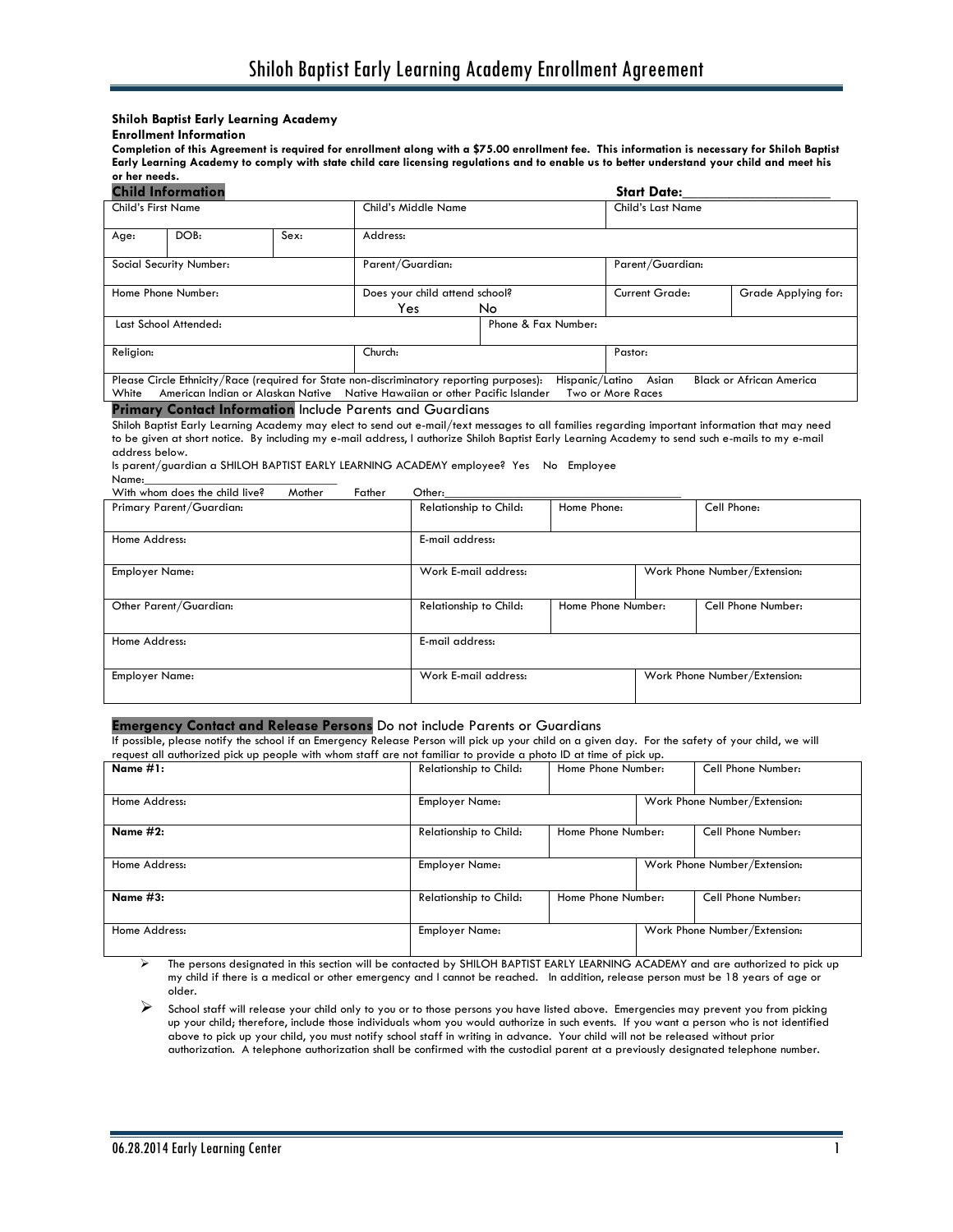# Shiloh Baptist Early Learning Academy Enrollment Agreement

**Shiloh Baptist Early Learning Academy**
**Enrollment Information**
**Completion of this Agreement is required for enrollment along with a $75.00 enrollment fee. This information is necessary for Shiloh Baptist Early Learning Academy to comply with state child care licensing regulations and to enable us to better understand your child and meet his or her needs.**

## Child Information

**Start Date:**____________________

| Child's First Name | | | Child's Middle Name | | Child's Last Name | |
|---|---|---|---|---|---|---|
| Age: | DOB: | Sex: | Address: | | | |
| Social Security Number: | | | Parent/Guardian: | | Parent/Guardian: | |
| Home Phone Number: | | | Does your child attend school? Yes No | | Current Grade: | Grade Applying for: |
| Last School Attended: | | | | Phone & Fax Number: | | |
| Religion: | | | Church: | | Pastor: | |

Please Circle Ethnicity/Race (required for State non-discriminatory reporting purposes): Hispanic/Latino Asian Black or African America White American Indian or Alaskan Native Native Hawaiian or other Pacific Islander Two or More Races

## Primary Contact Information Include Parents and Guardians

Shiloh Baptist Early Learning Academy may elect to send out e-mail/text messages to all families regarding important information that may need to be given at short notice. By including my e-mail address, I authorize Shiloh Baptist Early Learning Academy to send such e-mails to my e-mail address below.

Is parent/guardian a SHILOH BAPTIST EARLY LEARNING ACADEMY employee? Yes No Employee Name:____________________________

With whom does the child live? Mother Father Other:____________________________

| Primary Parent/Guardian: | Relationship to Child: | Home Phone: | | Cell Phone: |
|---|---|---|---|---|
| Home Address: | E-mail address: | | | |
| Employer Name: | Work E-mail address: | | Work Phone Number/Extension: | |
| Other Parent/Guardian: | Relationship to Child: | Home Phone Number: | | Cell Phone Number: |
| Home Address: | E-mail address: | | | |
| Employer Name: | Work E-mail address: | | Work Phone Number/Extension: | |

## Emergency Contact and Release Persons Do not include Parents or Guardians

If possible, please notify the school if an Emergency Release Person will pick up your child on a given day. For the safety of your child, we will request all authorized pick up people with whom staff are not familiar to provide a photo ID at time of pick up.

| **Name #1:** | Relationship to Child: | Home Phone Number: | | Cell Phone Number: |
|---|---|---|---|---|
| Home Address: | Employer Name: | | Work Phone Number/Extension: | |
| **Name #2:** | Relationship to Child: | Home Phone Number: | | Cell Phone Number: |
| Home Address: | Employer Name: | | Work Phone Number/Extension: | |
| **Name #3:** | Relationship to Child: | Home Phone Number: | | Cell Phone Number: |
| Home Address: | Employer Name: | | Work Phone Number/Extension: | |

- The persons designated in this section will be contacted by SHILOH BAPTIST EARLY LEARNING ACADEMY and are authorized to pick up my child if there is a medical or other emergency and I cannot be reached. In addition, release person must be 18 years of age or older.
- School staff will release your child only to you or to those persons you have listed above. Emergencies may prevent you from picking up your child; therefore, include those individuals whom you would authorize in such events. If you want a person who is not identified above to pick up your child, you must notify school staff in writing in advance. Your child will not be released without prior authorization. A telephone authorization shall be confirmed with the custodial parent at a previously designated telephone number.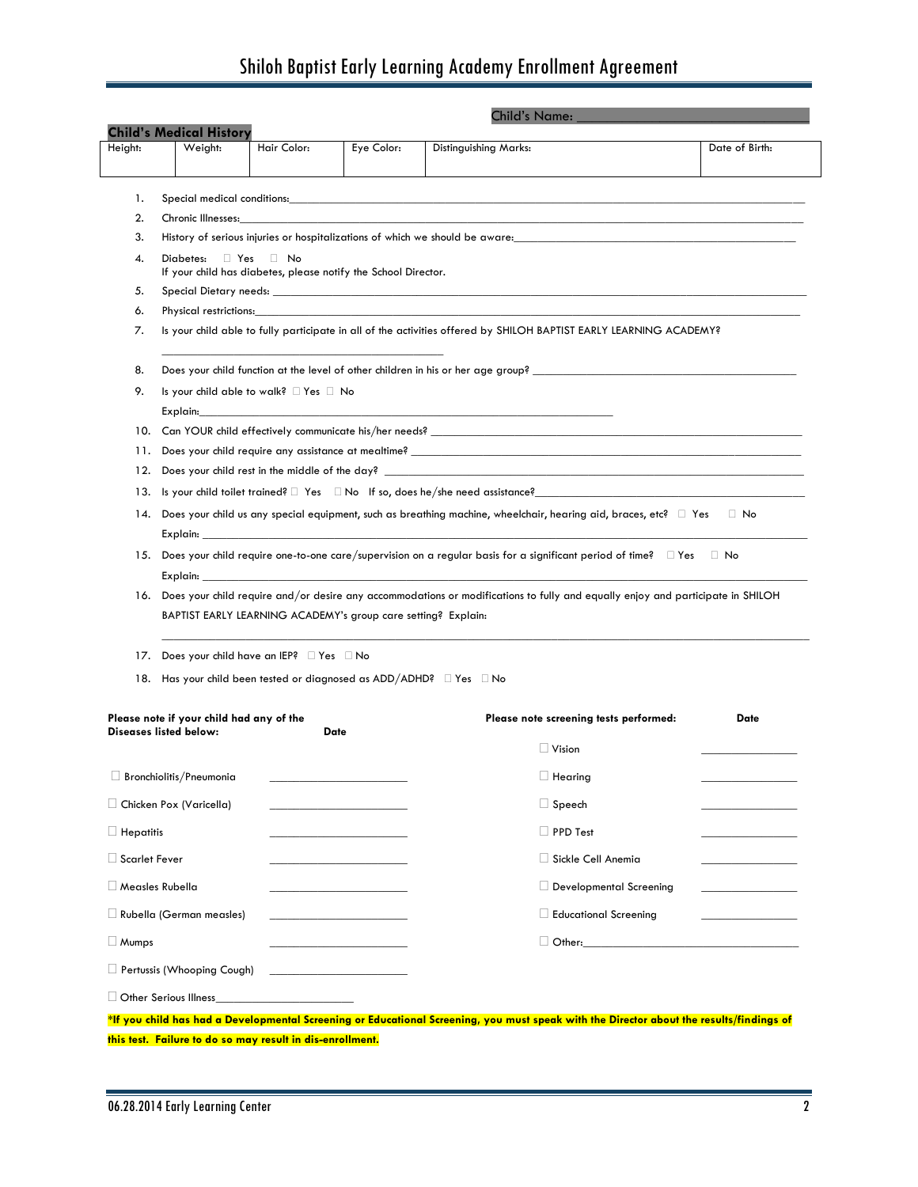# Shiloh Baptist Early Learning Academy Enrollment Agreement

Child's Name: ________________________________

**Child's Medical History**

| Height: | Weight: | Hair Color: | Eye Color: | Distinguishing Marks: | Date of Birth: |
|---|---|---|---|---|---|
| | | | | | |

1. Special medical conditions:____________________________________________________________
2. Chronic Illnesses:____________________________________________________________
3. History of serious injuries or hospitalizations of which we should be aware:______________________________
4. Diabetes: ☐ Yes ☐ No
   If your child has diabetes, please notify the School Director.
5. Special Dietary needs: ____________________________________________________________
6. Physical restrictions:____________________________________________________________
7. Is your child able to fully participate in all of the activities offered by SHILOH BAPTIST EARLY LEARNING ACADEMY?
   ________________________________________
8. Does your child function at the level of other children in his or her age group? ______________________________
9. Is your child able to walk? ☐ Yes ☐ No
   Explain:____________________________________________________________
10. Can YOUR child effectively communicate his/her needs? ______________________________
11. Does your child require any assistance at mealtime? ______________________________
12. Does your child rest in the middle of the day? ______________________________
13. Is your child toilet trained? ☐ Yes ☐ No If so, does he/she need assistance?______________________________
14. Does your child us any special equipment, such as breathing machine, wheelchair, hearing aid, braces, etc? ☐ Yes ☐ No
    Explain: ____________________________________________________________
15. Does your child require one-to-one care/supervision on a regular basis for a significant period of time? ☐ Yes ☐ No
    Explain: ____________________________________________________________
16. Does your child require and/or desire any accommodations or modifications to fully and equally enjoy and participate in SHILOH BAPTIST EARLY LEARNING ACADEMY's group care setting? Explain:
    ____________________________________________________________
17. Does your child have an IEP? ☐ Yes ☐ No
18. Has your child been tested or diagnosed as ADD/ADHD? ☐ Yes ☐ No

**Please note if your child had any of the Diseases listed below:** **Date**

- ☐ Bronchiolitis/Pneumonia ____________________
- ☐ Chicken Pox (Varicella) ____________________
- ☐ Hepatitis ____________________
- ☐ Scarlet Fever ____________________
- ☐ Measles Rubella ____________________
- ☐ Rubella (German measles) ____________________
- ☐ Mumps ____________________
- ☐ Pertussis (Whooping Cough) ____________________
- ☐ Other Serious Illness____________________

**Please note screening tests performed:** **Date**

- ☐ Vision ______________
- ☐ Hearing ______________
- ☐ Speech ______________
- ☐ PPD Test ______________
- ☐ Sickle Cell Anemia ______________
- ☐ Developmental Screening ______________
- ☐ Educational Screening ______________
- ☐ Other:______________________________

**\*If you child has had a Developmental Screening or Educational Screening, you must speak with the Director about the results/findings of this test. Failure to do so may result in dis-enrollment.**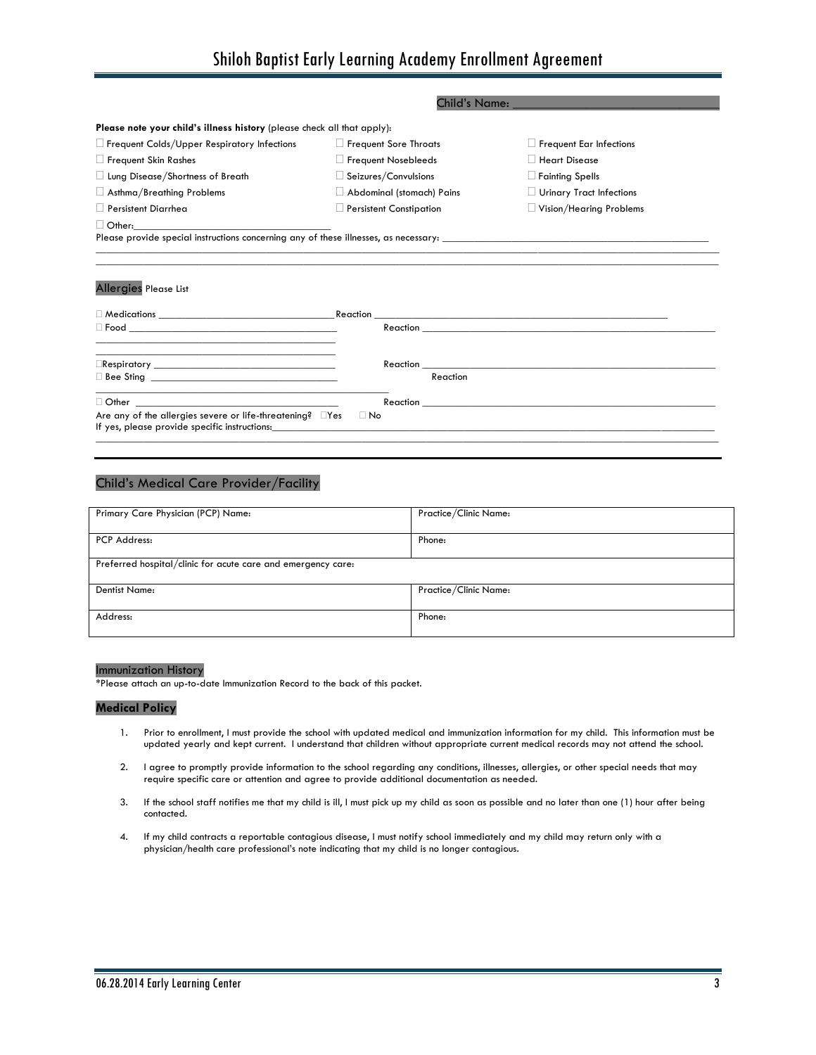Child's Name: ________________________________

**Please note your child's illness history** (please check all that apply):

- ☐ Frequent Colds/Upper Respiratory Infections
- ☐ Frequent Sore Throats
- ☐ Frequent Ear Infections
- ☐ Frequent Skin Rashes
- ☐ Frequent Nosebleeds
- ☐ Heart Disease
- ☐ Lung Disease/Shortness of Breath
- ☐ Seizures/Convulsions
- ☐ Fainting Spells
- ☐ Asthma/Breathing Problems
- ☐ Abdominal (stomach) Pains
- ☐ Urinary Tract Infections
- ☐ Persistent Diarrhea
- ☐ Persistent Constipation
- ☐ Vision/Hearing Problems
- ☐ Other:_____________________________________

Please provide special instructions concerning any of these illnesses, as necessary: ____________________________________________________
______________________________________________________________________________________________________
______________________________________________________________________________________________________

## Allergies Please List

☐ Medications ___________________________________ Reaction ___________________________________________________________

☐ Food __________________________________________ Reaction ___________________________________________________________
______________________________________________
______________________________________________

☐Respiratory ____________________________________ Reaction ___________________________________________________________

☐ Bee Sting _____________________________________ Reaction
_______________________________________________________

☐ Other ________________________________________ Reaction ___________________________________________________________

Are any of the allergies severe or life-threatening? ☐Yes ☐ No

If yes, please provide specific instructions:_________________________________________________________________________________
______________________________________________________________________________________________________

## Child's Medical Care Provider/Facility

| Primary Care Physician (PCP) Name: | Practice/Clinic Name: |
|---|---|
| PCP Address: | Phone: |
| Preferred hospital/clinic for acute care and emergency care: | |
| Dentist Name: | Practice/Clinic Name: |
| Address: | Phone: |

## Immunization History

*Please attach an up-to-date Immunization Record to the back of this packet.

## Medical Policy

1. Prior to enrollment, I must provide the school with updated medical and immunization information for my child. This information must be updated yearly and kept current. I understand that children without appropriate current medical records may not attend the school.

2. I agree to promptly provide information to the school regarding any conditions, illnesses, allergies, or other special needs that may require specific care or attention and agree to provide additional documentation as needed.

3. If the school staff notifies me that my child is ill, I must pick up my child as soon as possible and no later than one (1) hour after being contacted.

4. If my child contracts a reportable contagious disease, I must notify school immediately and my child may return only with a physician/health care professional's note indicating that my child is no longer contagious.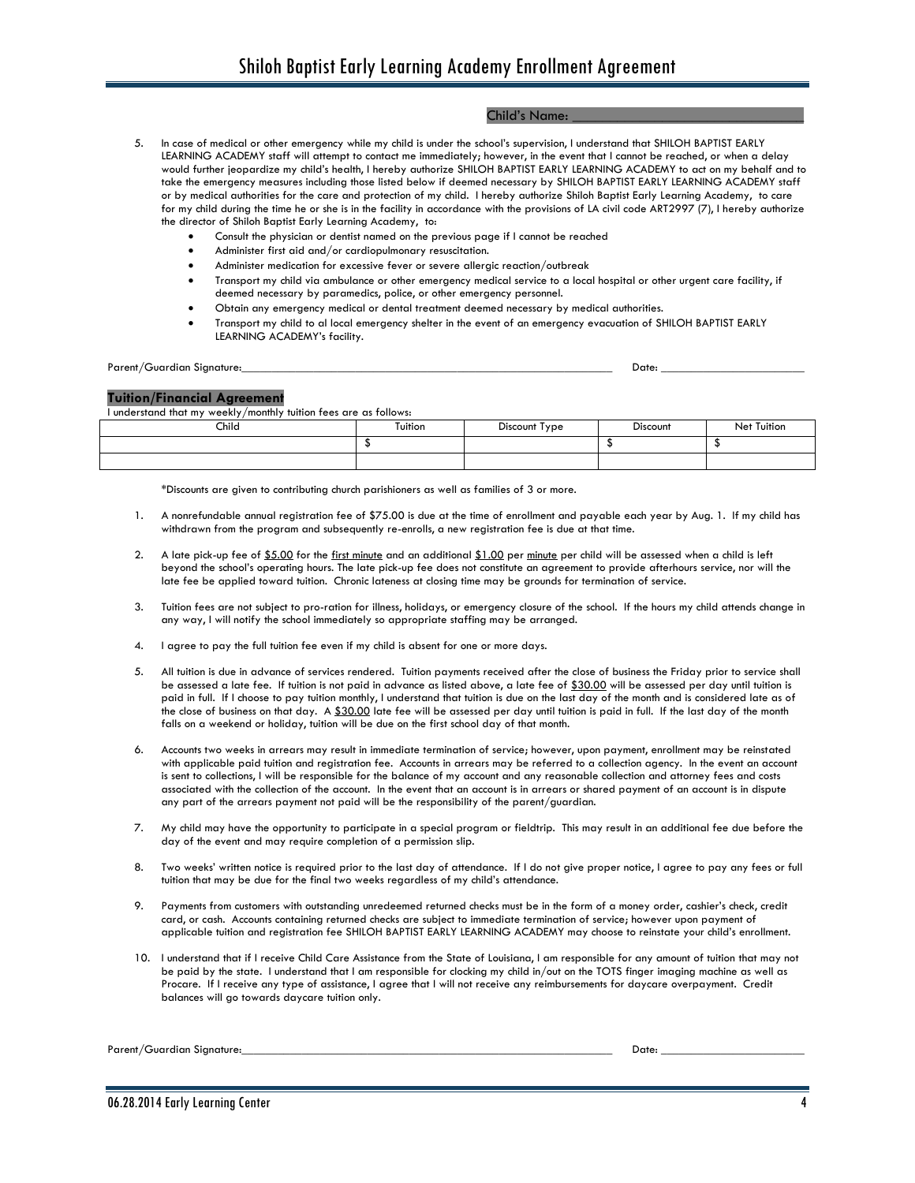Child's Name: ___________________________

5. In case of medical or other emergency while my child is under the school's supervision, I understand that SHILOH BAPTIST EARLY LEARNING ACADEMY staff will attempt to contact me immediately; however, in the event that I cannot be reached, or when a delay would further jeopardize my child's health, I hereby authorize SHILOH BAPTIST EARLY LEARNING ACADEMY to act on my behalf and to take the emergency measures including those listed below if deemed necessary by SHILOH BAPTIST EARLY LEARNING ACADEMY staff or by medical authorities for the care and protection of my child. I hereby authorize Shiloh Baptist Early Learning Academy, to care for my child during the time he or she is in the facility in accordance with the provisions of LA civil code ART2997 (7), I hereby authorize the director of Shiloh Baptist Early Learning Academy, to:
   - Consult the physician or dentist named on the previous page if I cannot be reached
   - Administer first aid and/or cardiopulmonary resuscitation.
   - Administer medication for excessive fever or severe allergic reaction/outbreak
   - Transport my child via ambulance or other emergency medical service to a local hospital or other urgent care facility, if deemed necessary by paramedics, police, or other emergency personnel.
   - Obtain any emergency medical or dental treatment deemed necessary by medical authorities.
   - Transport my child to al local emergency shelter in the event of an emergency evacuation of SHILOH BAPTIST EARLY LEARNING ACADEMY's facility.

Parent/Guardian Signature:_______________________________________________ Date: ___________________

## Tuition/Financial Agreement

I understand that my weekly/monthly tuition fees are as follows:

| Child | Tuition | Discount Type | Discount | Net Tuition |
|---|---|---|---|---|
| | $ | | $ | $ |
| | | | | |

*Discounts are given to contributing church parishioners as well as families of 3 or more.

1. A nonrefundable annual registration fee of $75.00 is due at the time of enrollment and payable each year by Aug. 1. If my child has withdrawn from the program and subsequently re-enrolls, a new registration fee is due at that time.

2. A late pick-up fee of <u>$5.00</u> for the <u>first minute</u> and an additional <u>$1.00</u> per <u>minute</u> per child will be assessed when a child is left beyond the school's operating hours. The late pick-up fee does not constitute an agreement to provide afterhours service, nor will the late fee be applied toward tuition. Chronic lateness at closing time may be grounds for termination of service.

3. Tuition fees are not subject to pro-ration for illness, holidays, or emergency closure of the school. If the hours my child attends change in any way, I will notify the school immediately so appropriate staffing may be arranged.

4. I agree to pay the full tuition fee even if my child is absent for one or more days.

5. All tuition is due in advance of services rendered. Tuition payments received after the close of business the Friday prior to service shall be assessed a late fee. If tuition is not paid in advance as listed above, a late fee of <u>$30.00</u> will be assessed per day until tuition is paid in full. If I choose to pay tuition monthly, I understand that tuition is due on the last day of the month and is considered late as of the close of business on that day. A <u>$30.00</u> late fee will be assessed per day until tuition is paid in full. If the last day of the month falls on a weekend or holiday, tuition will be due on the first school day of that month.

6. Accounts two weeks in arrears may result in immediate termination of service; however, upon payment, enrollment may be reinstated with applicable paid tuition and registration fee. Accounts in arrears may be referred to a collection agency. In the event an account is sent to collections, I will be responsible for the balance of my account and any reasonable collection and attorney fees and costs associated with the collection of the account. In the event that an account is in arrears or shared payment of an account is in dispute any part of the arrears payment not paid will be the responsibility of the parent/guardian.

7. My child may have the opportunity to participate in a special program or fieldtrip. This may result in an additional fee due before the day of the event and may require completion of a permission slip.

8. Two weeks' written notice is required prior to the last day of attendance. If I do not give proper notice, I agree to pay any fees or full tuition that may be due for the final two weeks regardless of my child's attendance.

9. Payments from customers with outstanding unredeemed returned checks must be in the form of a money order, cashier's check, credit card, or cash. Accounts containing returned checks are subject to immediate termination of service; however upon payment of applicable tuition and registration fee SHILOH BAPTIST EARLY LEARNING ACADEMY may choose to reinstate your child's enrollment.

10. I understand that if I receive Child Care Assistance from the State of Louisiana, I am responsible for any amount of tuition that may not be paid by the state. I understand that I am responsible for clocking my child in/out on the TOTS finger imaging machine as well as Procare. If I receive any type of assistance, I agree that I will not receive any reimbursements for daycare overpayment. Credit balances will go towards daycare tuition only.

Parent/Guardian Signature:_______________________________________________ Date: ___________________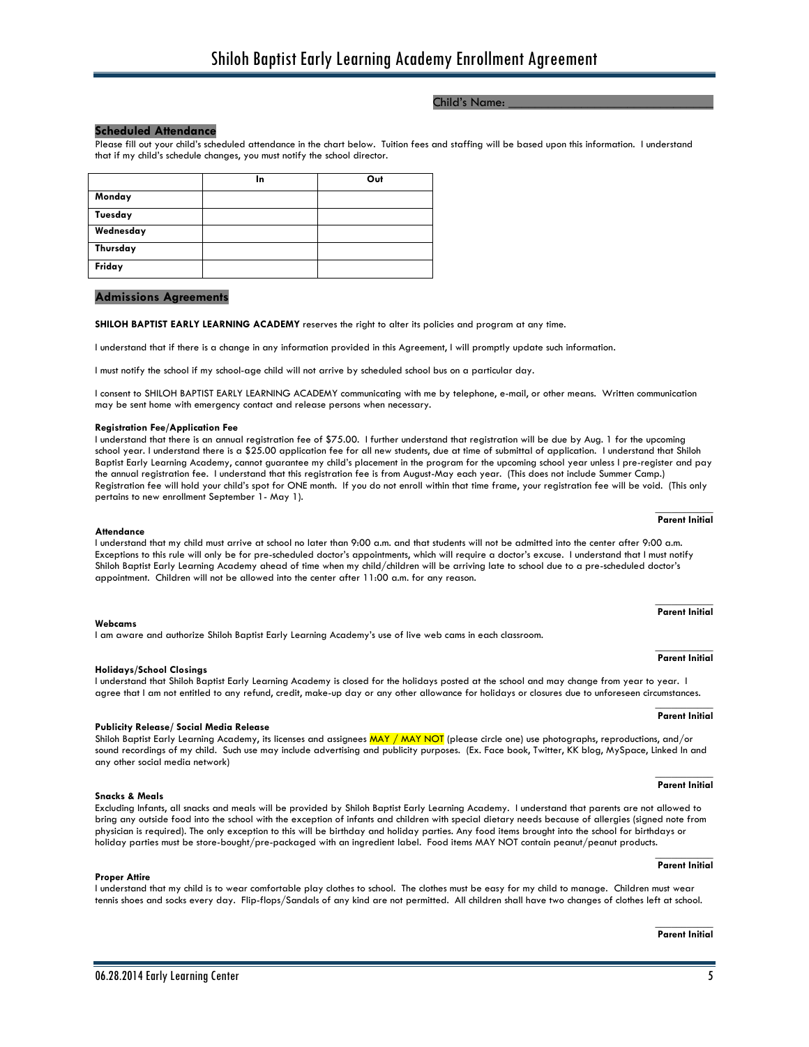# Shiloh Baptist Early Learning Academy Enrollment Agreement

Child's Name: ________________________________

## Scheduled Attendance

Please fill out your child's scheduled attendance in the chart below. Tuition fees and staffing will be based upon this information. I understand that if my child's schedule changes, you must notify the school director.

| | In | Out |
|---|---|---|
| **Monday** | | |
| **Tuesday** | | |
| **Wednesday** | | |
| **Thursday** | | |
| **Friday** | | |

## Admissions Agreements

**SHILOH BAPTIST EARLY LEARNING ACADEMY** reserves the right to alter its policies and program at any time.

I understand that if there is a change in any information provided in this Agreement, I will promptly update such information.

I must notify the school if my school-age child will not arrive by scheduled school bus on a particular day.

I consent to SHILOH BAPTIST EARLY LEARNING ACADEMY communicating with me by telephone, e-mail, or other means. Written communication may be sent home with emergency contact and release persons when necessary.

**Registration Fee/Application Fee**

I understand that there is an annual registration fee of $75.00. I further understand that registration will be due by Aug. 1 for the upcoming school year. I understand there is a $25.00 application fee for all new students, due at time of submittal of application. I understand that Shiloh Baptist Early Learning Academy, cannot guarantee my child's placement in the program for the upcoming school year unless I pre-register and pay the annual registration fee. I understand that this registration fee is from August-May each year. (This does not include Summer Camp.) Registration fee will hold your child's spot for ONE month. If you do not enroll within that time frame, your registration fee will be void. (This only pertains to new enrollment September 1- May 1).

________ **Parent Initial**

**Attendance**

I understand that my child must arrive at school no later than 9:00 a.m. and that students will not be admitted into the center after 9:00 a.m. Exceptions to this rule will only be for pre-scheduled doctor's appointments, which will require a doctor's excuse. I understand that I must notify Shiloh Baptist Early Learning Academy ahead of time when my child/children will be arriving late to school due to a pre-scheduled doctor's appointment. Children will not be allowed into the center after 11:00 a.m. for any reason.

________ **Parent Initial**

**Webcams**

I am aware and authorize Shiloh Baptist Early Learning Academy's use of live web cams in each classroom.

________ **Parent Initial**

**Holidays/School Closings**

I understand that Shiloh Baptist Early Learning Academy is closed for the holidays posted at the school and may change from year to year. I agree that I am not entitled to any refund, credit, make-up day or any other allowance for holidays or closures due to unforeseen circumstances.

________ **Parent Initial**

**Publicity Release/ Social Media Release**

Shiloh Baptist Early Learning Academy, its licenses and assignees MAY / MAY NOT (please circle one) use photographs, reproductions, and/or sound recordings of my child. Such use may include advertising and publicity purposes. (Ex. Face book, Twitter, KK blog, MySpace, Linked In and any other social media network)

________ **Parent Initial**

**Snacks & Meals**

Excluding Infants, all snacks and meals will be provided by Shiloh Baptist Early Learning Academy. I understand that parents are not allowed to bring any outside food into the school with the exception of infants and children with special dietary needs because of allergies (signed note from physician is required). The only exception to this will be birthday and holiday parties. Any food items brought into the school for birthdays or holiday parties must be store-bought/pre-packaged with an ingredient label. Food items MAY NOT contain peanut/peanut products.

________ **Parent Initial**

**Proper Attire**

I understand that my child is to wear comfortable play clothes to school. The clothes must be easy for my child to manage. Children must wear tennis shoes and socks every day. Flip-flops/Sandals of any kind are not permitted. All children shall have two changes of clothes left at school.

________ **Parent Initial**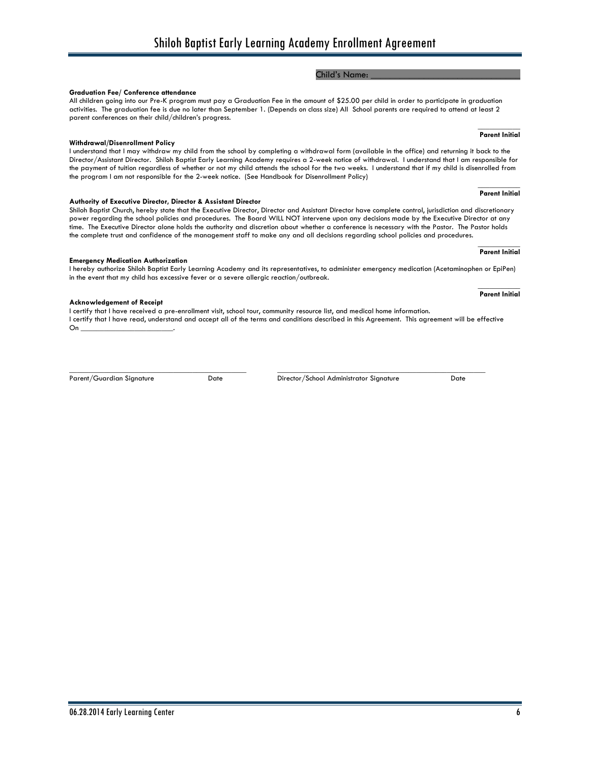# Shiloh Baptist Early Learning Academy Enrollment Agreement

Child's Name: ________________________________

**Graduation Fee/ Conference attendance**

All children going into our Pre-K program must pay a Graduation Fee in the amount of $25.00 per child in order to participate in graduation activities. The graduation fee is due no later than September 1. (Depends on class size) All School parents are required to attend at least 2 parent conferences on their child/children's progress.

___________
**Parent Initial**

**Withdrawal/Disenrollment Policy**

I understand that I may withdraw my child from the school by completing a withdrawal form (available in the office) and returning it back to the Director/Assistant Director. Shiloh Baptist Early Learning Academy requires a 2-week notice of withdrawal. I understand that I am responsible for the payment of tuition regardless of whether or not my child attends the school for the two weeks. I understand that if my child is disenrolled from the program I am not responsible for the 2-week notice. (See Handbook for Disenrollment Policy)

___________
**Parent Initial**

**Authority of Executive Director, Director & Assistant Director**

Shiloh Baptist Church, hereby state that the Executive Director, Director and Assistant Director have complete control, jurisdiction and discretionary power regarding the school policies and procedures. The Board WILL NOT intervene upon any decisions made by the Executive Director at any time. The Executive Director alone holds the authority and discretion about whether a conference is necessary with the Pastor. The Pastor holds the complete trust and confidence of the management staff to make any and all decisions regarding school policies and procedures.

___________
**Parent Initial**

**Emergency Medication Authorization**

I hereby authorize Shiloh Baptist Early Learning Academy and its representatives, to administer emergency medication (Acetaminophen or EpiPen) in the event that my child has excessive fever or a severe allergic reaction/outbreak.

___________
**Parent Initial**

**Acknowledgement of Receipt**

I certify that I have received a pre-enrollment visit, school tour, community resource list, and medical home information.

I certify that I have read, understand and accept all of the terms and conditions described in this Agreement. This agreement will be effective On ________________________.

______________________________________________ ______________________________________________________

Parent/Guardian Signature Date Director/School Administrator Signature Date